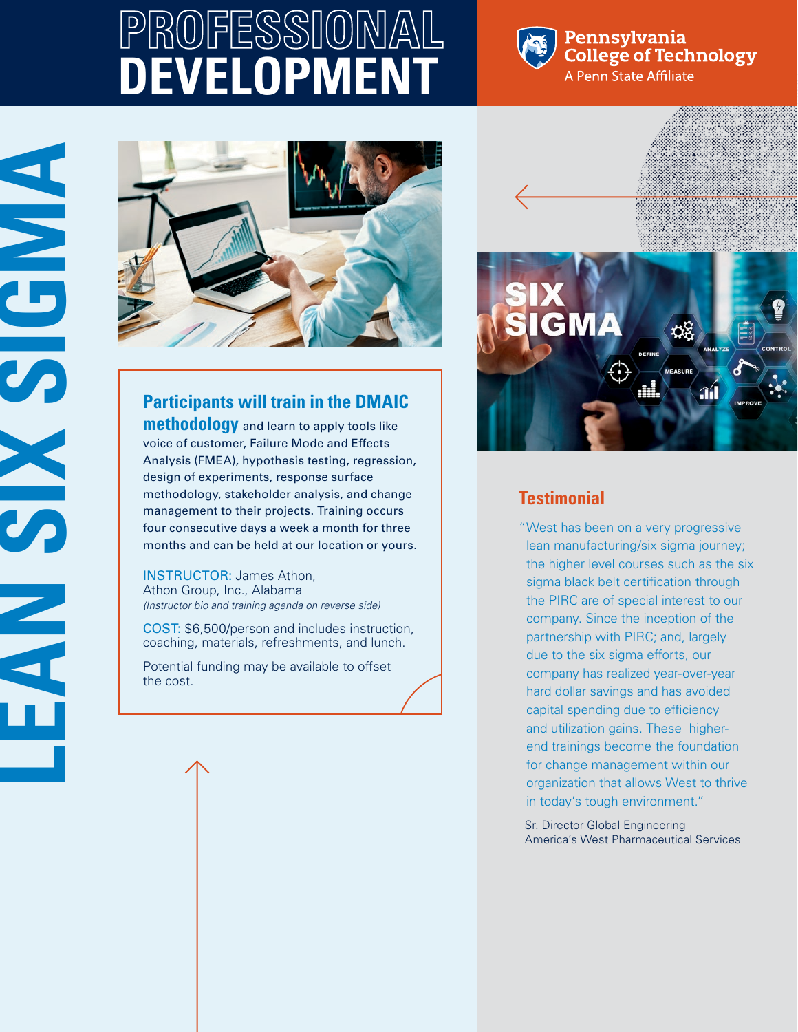# PROFESSIONAL DEVELOPMENT

Pennsylvania College of Technology
A Penn State Affiliate

# LEAN SIX SIGMA

**Participants will train in the DMAIC methodology** and learn to apply tools like voice of customer, Failure Mode and Effects Analysis (FMEA), hypothesis testing, regression, design of experiments, response surface methodology, stakeholder analysis, and change management to their projects. Training occurs four consecutive days a week a month for three months and can be held at our location or yours.

INSTRUCTOR: James Athon, Athon Group, Inc., Alabama
*(Instructor bio and training agenda on reverse side)*

COST: $6,500/person and includes instruction, coaching, materials, refreshments, and lunch.

Potential funding may be available to offset the cost.

## Testimonial

"West has been on a very progressive lean manufacturing/six sigma journey; the higher level courses such as the six sigma black belt certification through the PIRC are of special interest to our company. Since the inception of the partnership with PIRC; and, largely due to the six sigma efforts, our company has realized year-over-year hard dollar savings and has avoided capital spending due to efficiency and utilization gains. These higher-end trainings become the foundation for change management within our organization that allows West to thrive in today's tough environment."

Sr. Director Global Engineering
America's West Pharmaceutical Services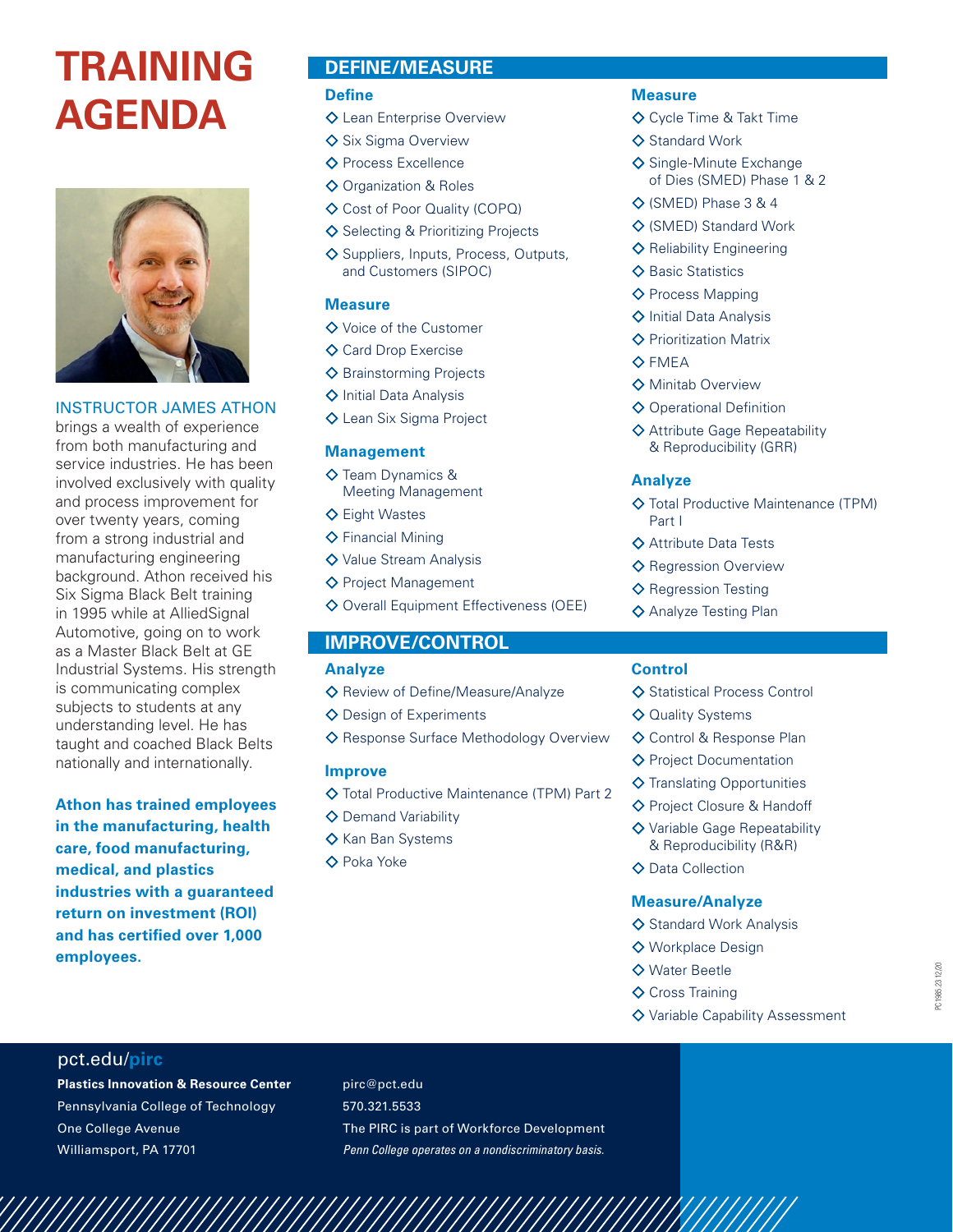# TRAINING AGENDA

INSTRUCTOR JAMES ATHON brings a wealth of experience from both manufacturing and service industries. He has been involved exclusively with quality and process improvement for over twenty years, coming from a strong industrial and manufacturing engineering background. Athon received his Six Sigma Black Belt training in 1995 while at AlliedSignal Automotive, going on to work as a Master Black Belt at GE Industrial Systems. His strength is communicating complex subjects to students at any understanding level. He has taught and coached Black Belts nationally and internationally.

**Athon has trained employees in the manufacturing, health care, food manufacturing, medical, and plastics industries with a guaranteed return on investment (ROI) and has certified over 1,000 employees.**

## DEFINE/MEASURE

### Define

- Lean Enterprise Overview
- Six Sigma Overview
- Process Excellence
- Organization & Roles
- Cost of Poor Quality (COPQ)
- Selecting & Prioritizing Projects
- Suppliers, Inputs, Process, Outputs, and Customers (SIPOC)

### Measure

- Voice of the Customer
- Card Drop Exercise
- Brainstorming Projects
- Initial Data Analysis
- Lean Six Sigma Project

### Management

- Team Dynamics & Meeting Management
- Eight Wastes
- Financial Mining
- Value Stream Analysis
- Project Management
- Overall Equipment Effectiveness (OEE)

### Measure

- Cycle Time & Takt Time
- Standard Work
- Single-Minute Exchange of Dies (SMED) Phase 1 & 2
- (SMED) Phase 3 & 4
- (SMED) Standard Work
- Reliability Engineering
- Basic Statistics
- Process Mapping
- Initial Data Analysis
- Prioritization Matrix
- FMEA
- Minitab Overview
- Operational Definition
- Attribute Gage Repeatability & Reproducibility (GRR)

### Analyze

- Total Productive Maintenance (TPM) Part I
- Attribute Data Tests
- Regression Overview
- Regression Testing
- Analyze Testing Plan

## IMPROVE/CONTROL

### Analyze

- Review of Define/Measure/Analyze
- Design of Experiments
- Response Surface Methodology Overview

### Improve

- Total Productive Maintenance (TPM) Part 2
- Demand Variability
- Kan Ban Systems
- Poka Yoke

### Control

- Statistical Process Control
- Quality Systems
- Control & Response Plan
- Project Documentation
- Translating Opportunities
- Project Closure & Handoff
- Variable Gage Repeatability & Reproducibility (R&R)
- Data Collection

### Measure/Analyze

- Standard Work Analysis
- Workplace Design
- Water Beetle
- Cross Training
- Variable Capability Assessment

pct.edu/**pirc**

**Plastics Innovation & Resource Center**
Pennsylvania College of Technology
One College Avenue
Williamsport, PA 17701

pirc@pct.edu
570.321.5533
The PIRC is part of Workforce Development
*Penn College operates on a nondiscriminatory basis.*

PC1985.23 12/20